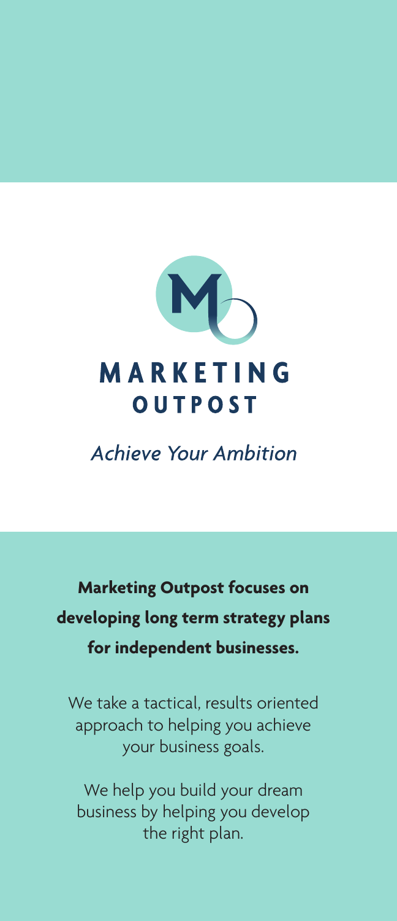# MARKETING OUTPOST

*Achieve Your Ambition*

**Marketing Outpost focuses on developing long term strategy plans for independent businesses.**

We take a tactical, results oriented approach to helping you achieve your business goals.

We help you build your dream business by helping you develop the right plan.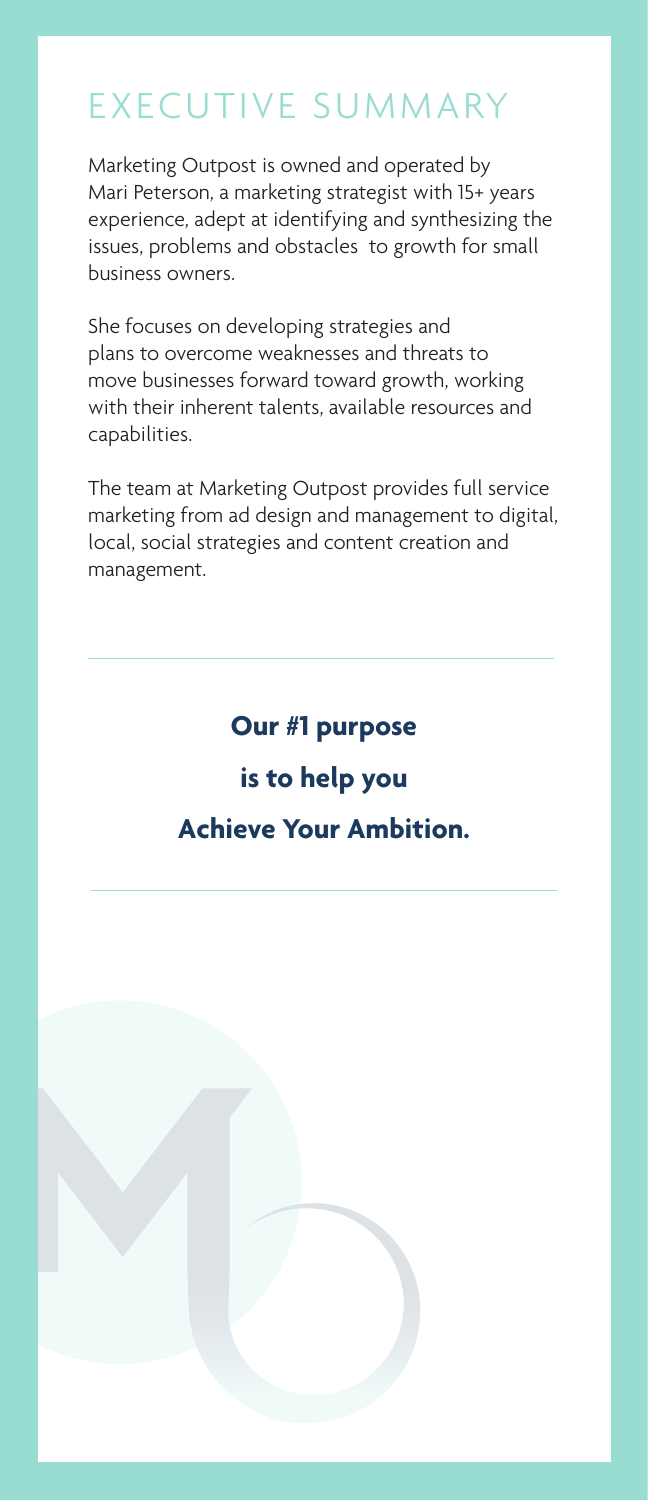# EXECUTIVE SUMMARY

Marketing Outpost is owned and operated by Mari Peterson, a marketing strategist with 15+ years experience, adept at identifying and synthesizing the issues, problems and obstacles to growth for small business owners.

She focuses on developing strategies and plans to overcome weaknesses and threats to move businesses forward toward growth, working with their inherent talents, available resources and capabilities.

The team at Marketing Outpost provides full service marketing from ad design and management to digital, local, social strategies and content creation and management.

---

**Our #1 purpose**

**is to help you**

**Achieve Your Ambition.**

---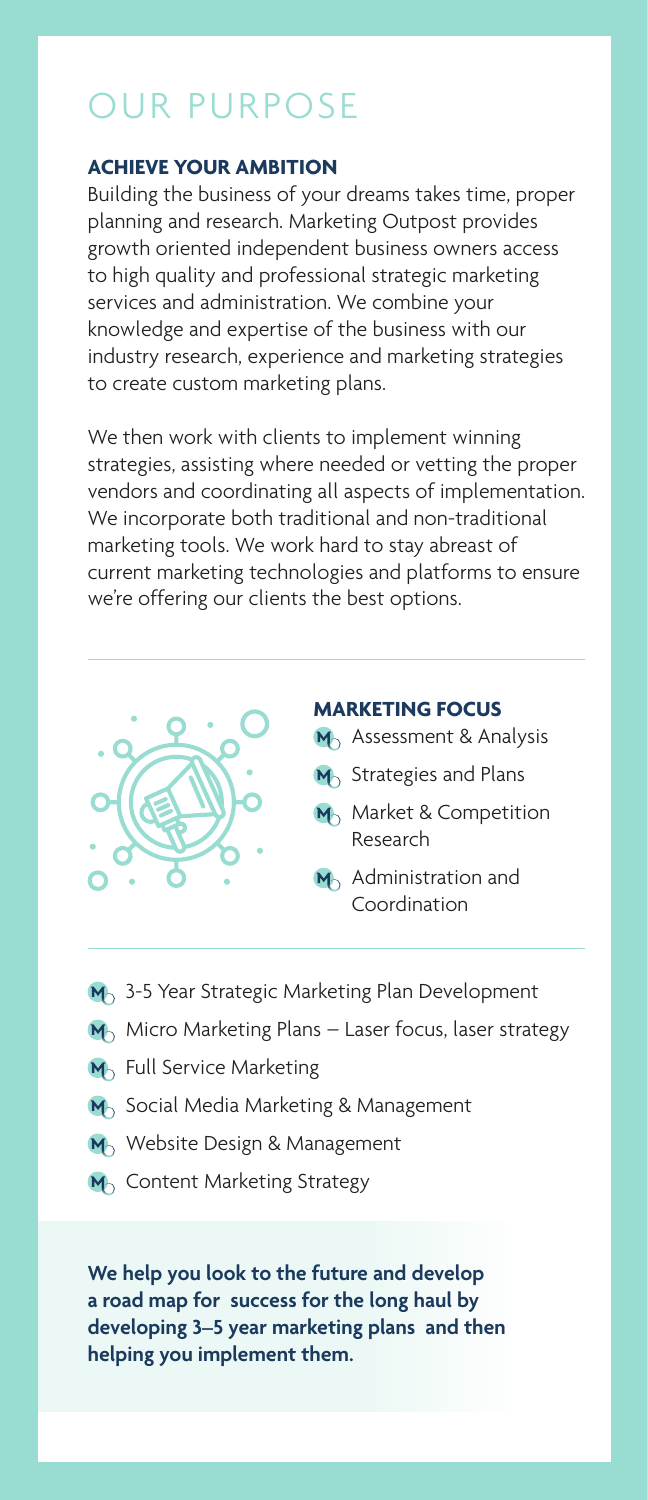# OUR PURPOSE

### ACHIEVE YOUR AMBITION

Building the business of your dreams takes time, proper planning and research. Marketing Outpost provides growth oriented independent business owners access to high quality and professional strategic marketing services and administration. We combine your knowledge and expertise of the business with our industry research, experience and marketing strategies to create custom marketing plans.

We then work with clients to implement winning strategies, assisting where needed or vetting the proper vendors and coordinating all aspects of implementation. We incorporate both traditional and non-traditional marketing tools. We work hard to stay abreast of current marketing technologies and platforms to ensure we're offering our clients the best options.

### MARKETING FOCUS

- Assessment & Analysis
- Strategies and Plans
- Market & Competition Research
- Administration and Coordination

- 3-5 Year Strategic Marketing Plan Development
- Micro Marketing Plans – Laser focus, laser strategy
- Full Service Marketing
- Social Media Marketing & Management
- Website Design & Management
- Content Marketing Strategy

**We help you look to the future and develop a road map for success for the long haul by developing 3–5 year marketing plans and then helping you implement them.**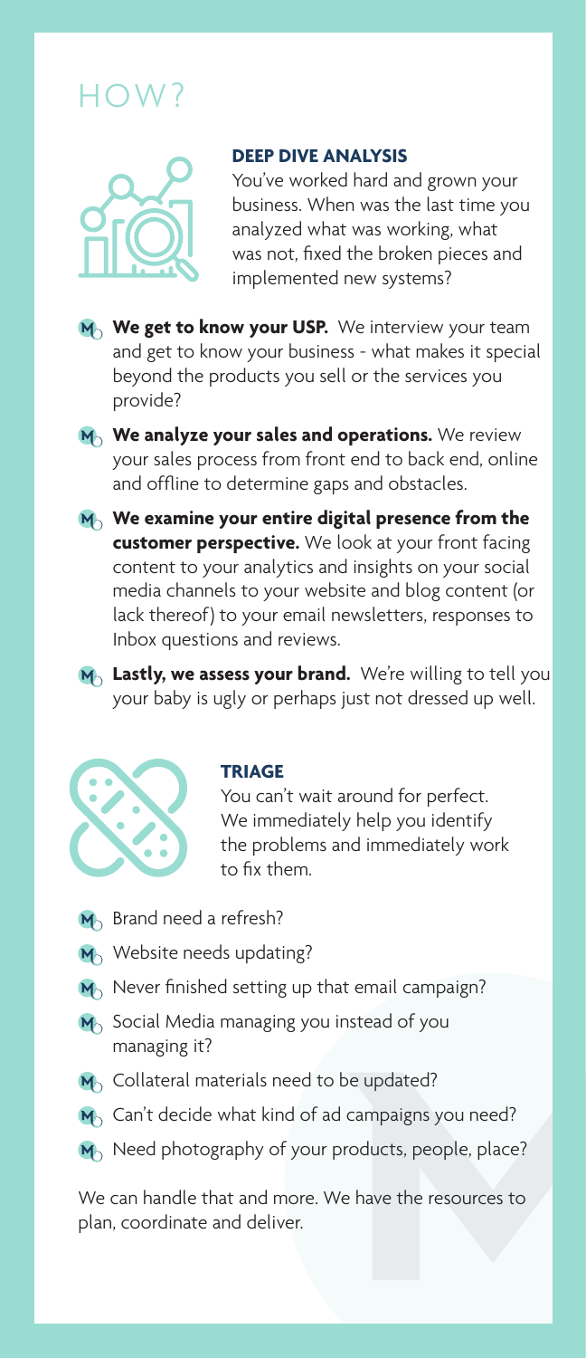# HOW?

### DEEP DIVE ANALYSIS

You've worked hard and grown your business. When was the last time you analyzed what was working, what was not, fixed the broken pieces and implemented new systems?

- **We get to know your USP.** We interview your team and get to know your business - what makes it special beyond the products you sell or the services you provide?
- **We analyze your sales and operations.** We review your sales process from front end to back end, online and offline to determine gaps and obstacles.
- **We examine your entire digital presence from the customer perspective.** We look at your front facing content to your analytics and insights on your social media channels to your website and blog content (or lack thereof) to your email newsletters, responses to Inbox questions and reviews.
- **Lastly, we assess your brand.** We're willing to tell you your baby is ugly or perhaps just not dressed up well.

### TRIAGE

You can't wait around for perfect. We immediately help you identify the problems and immediately work to fix them.

- Brand need a refresh?
- Website needs updating?
- Never finished setting up that email campaign?
- Social Media managing you instead of you managing it?
- Collateral materials need to be updated?
- Can't decide what kind of ad campaigns you need?
- Need photography of your products, people, place?

We can handle that and more. We have the resources to plan, coordinate and deliver.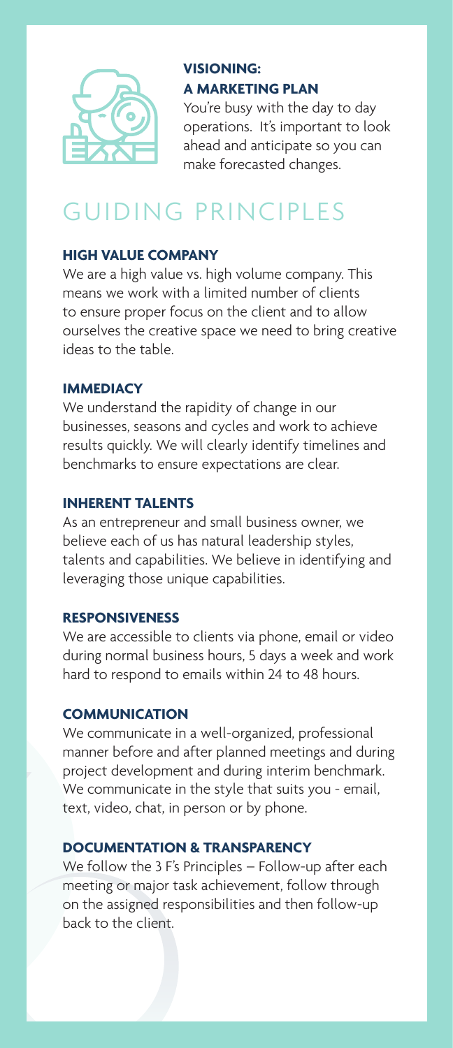### VISIONING: A MARKETING PLAN

You're busy with the day to day operations. It's important to look ahead and anticipate so you can make forecasted changes.

# GUIDING PRINCIPLES

### HIGH VALUE COMPANY

We are a high value vs. high volume company. This means we work with a limited number of clients to ensure proper focus on the client and to allow ourselves the creative space we need to bring creative ideas to the table.

### IMMEDIACY

We understand the rapidity of change in our businesses, seasons and cycles and work to achieve results quickly. We will clearly identify timelines and benchmarks to ensure expectations are clear.

### INHERENT TALENTS

As an entrepreneur and small business owner, we believe each of us has natural leadership styles, talents and capabilities. We believe in identifying and leveraging those unique capabilities.

### RESPONSIVENESS

We are accessible to clients via phone, email or video during normal business hours, 5 days a week and work hard to respond to emails within 24 to 48 hours.

### COMMUNICATION

We communicate in a well-organized, professional manner before and after planned meetings and during project development and during interim benchmark. We communicate in the style that suits you - email, text, video, chat, in person or by phone.

### DOCUMENTATION & TRANSPARENCY

We follow the 3 F's Principles – Follow-up after each meeting or major task achievement, follow through on the assigned responsibilities and then follow-up back to the client.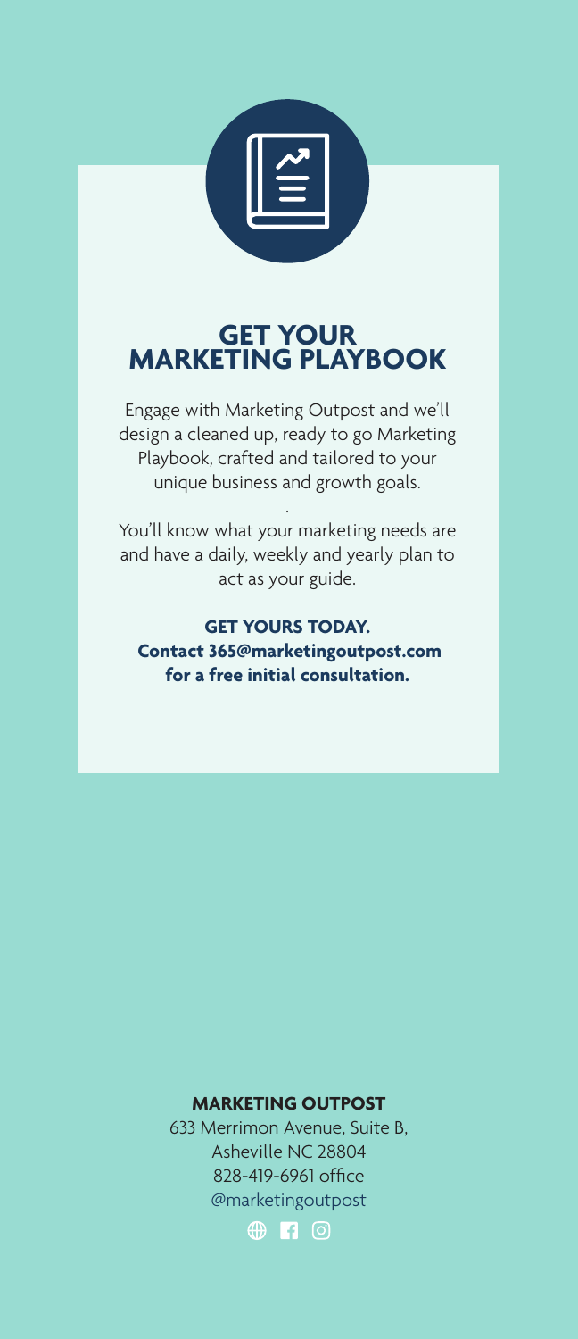# GET YOUR MARKETING PLAYBOOK

Engage with Marketing Outpost and we'll design a cleaned up, ready to go Marketing Playbook, crafted and tailored to your unique business and growth goals.

You'll know what your marketing needs are and have a daily, weekly and yearly plan to act as your guide.

**GET YOURS TODAY.**
**Contact 365@marketingoutpost.com for a free initial consultation.**

**MARKETING OUTPOST**
633 Merrimon Avenue, Suite B,
Asheville NC 28804
828-419-6961 office
@marketingoutpost